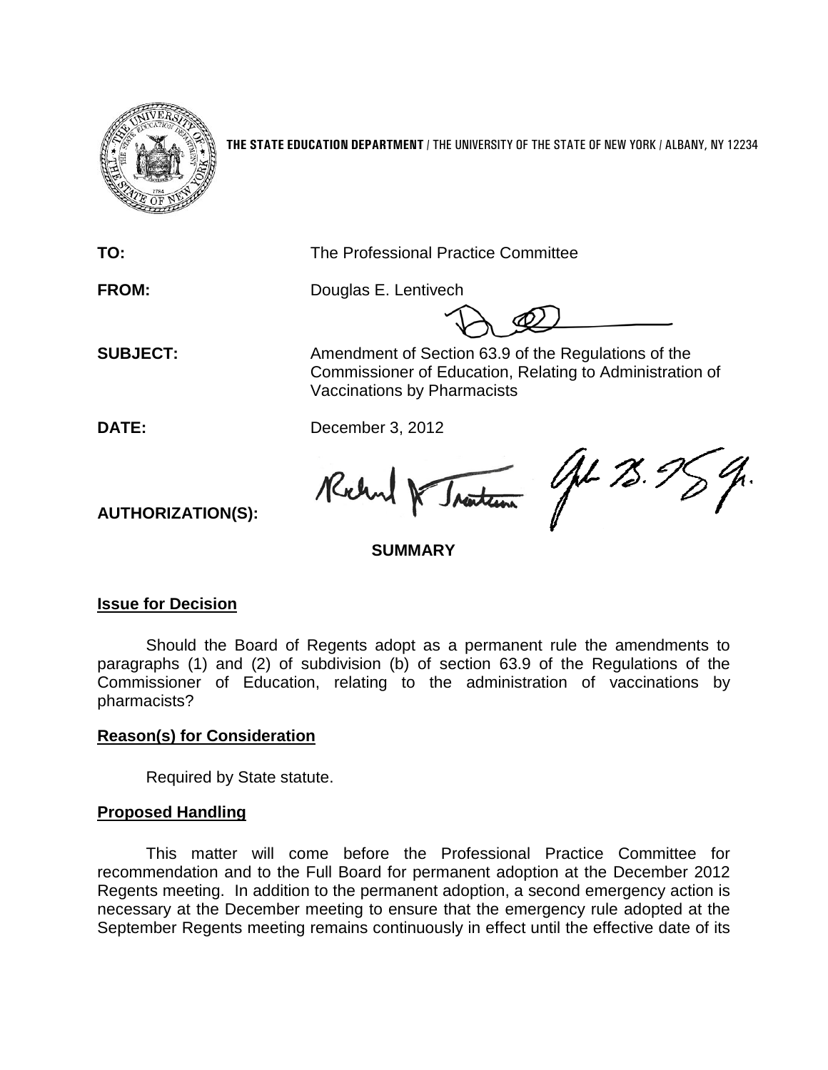**THE STATE EDUCATION DEPARTMENT** / THE UNIVERSITY OF THE STATE OF NEW YORK / ALBANY, NY 12234

**TO:** The Professional Practice Committee

**FROM:** Douglas E. Lentivech

**SUBJECT:** Amendment of Section 63.9 of the Regulations of the Commissioner of Education, Relating to Administration of Vaccinations by Pharmacists

**DATE:** December 3, 2012

**AUTHORIZATION(S):**

**SUMMARY**

**Issue for Decision**

Should the Board of Regents adopt as a permanent rule the amendments to paragraphs (1) and (2) of subdivision (b) of section 63.9 of the Regulations of the Commissioner of Education, relating to the administration of vaccinations by pharmacists?

**Reason(s) for Consideration**

Required by State statute.

**Proposed Handling**

This matter will come before the Professional Practice Committee for recommendation and to the Full Board for permanent adoption at the December 2012 Regents meeting. In addition to the permanent adoption, a second emergency action is necessary at the December meeting to ensure that the emergency rule adopted at the September Regents meeting remains continuously in effect until the effective date of its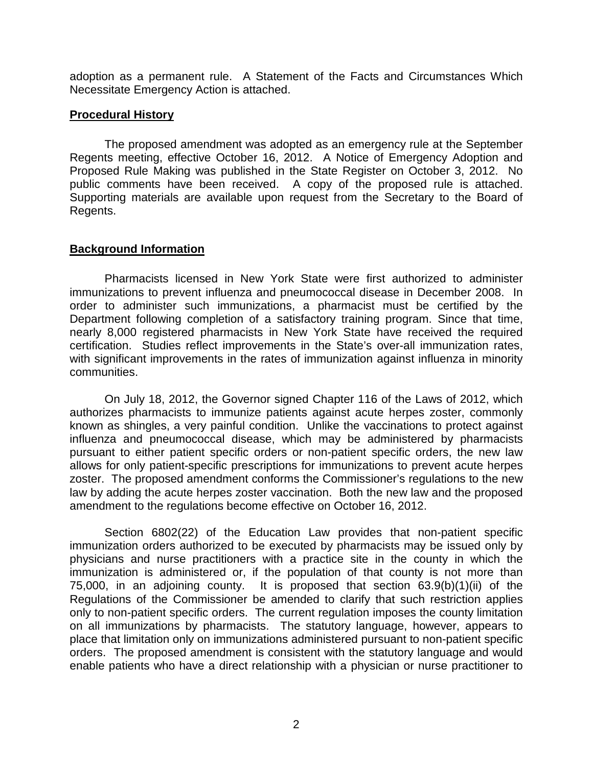adoption as a permanent rule. A Statement of the Facts and Circumstances Which Necessitate Emergency Action is attached.

## Procedural History

The proposed amendment was adopted as an emergency rule at the September Regents meeting, effective October 16, 2012. A Notice of Emergency Adoption and Proposed Rule Making was published in the State Register on October 3, 2012. No public comments have been received. A copy of the proposed rule is attached. Supporting materials are available upon request from the Secretary to the Board of Regents.

## Background Information

Pharmacists licensed in New York State were first authorized to administer immunizations to prevent influenza and pneumococcal disease in December 2008. In order to administer such immunizations, a pharmacist must be certified by the Department following completion of a satisfactory training program. Since that time, nearly 8,000 registered pharmacists in New York State have received the required certification. Studies reflect improvements in the State's over-all immunization rates, with significant improvements in the rates of immunization against influenza in minority communities.

On July 18, 2012, the Governor signed Chapter 116 of the Laws of 2012, which authorizes pharmacists to immunize patients against acute herpes zoster, commonly known as shingles, a very painful condition. Unlike the vaccinations to protect against influenza and pneumococcal disease, which may be administered by pharmacists pursuant to either patient specific orders or non-patient specific orders, the new law allows for only patient-specific prescriptions for immunizations to prevent acute herpes zoster. The proposed amendment conforms the Commissioner's regulations to the new law by adding the acute herpes zoster vaccination. Both the new law and the proposed amendment to the regulations become effective on October 16, 2012.

Section 6802(22) of the Education Law provides that non-patient specific immunization orders authorized to be executed by pharmacists may be issued only by physicians and nurse practitioners with a practice site in the county in which the immunization is administered or, if the population of that county is not more than 75,000, in an adjoining county. It is proposed that section 63.9(b)(1)(ii) of the Regulations of the Commissioner be amended to clarify that such restriction applies only to non-patient specific orders. The current regulation imposes the county limitation on all immunizations by pharmacists. The statutory language, however, appears to place that limitation only on immunizations administered pursuant to non-patient specific orders. The proposed amendment is consistent with the statutory language and would enable patients who have a direct relationship with a physician or nurse practitioner to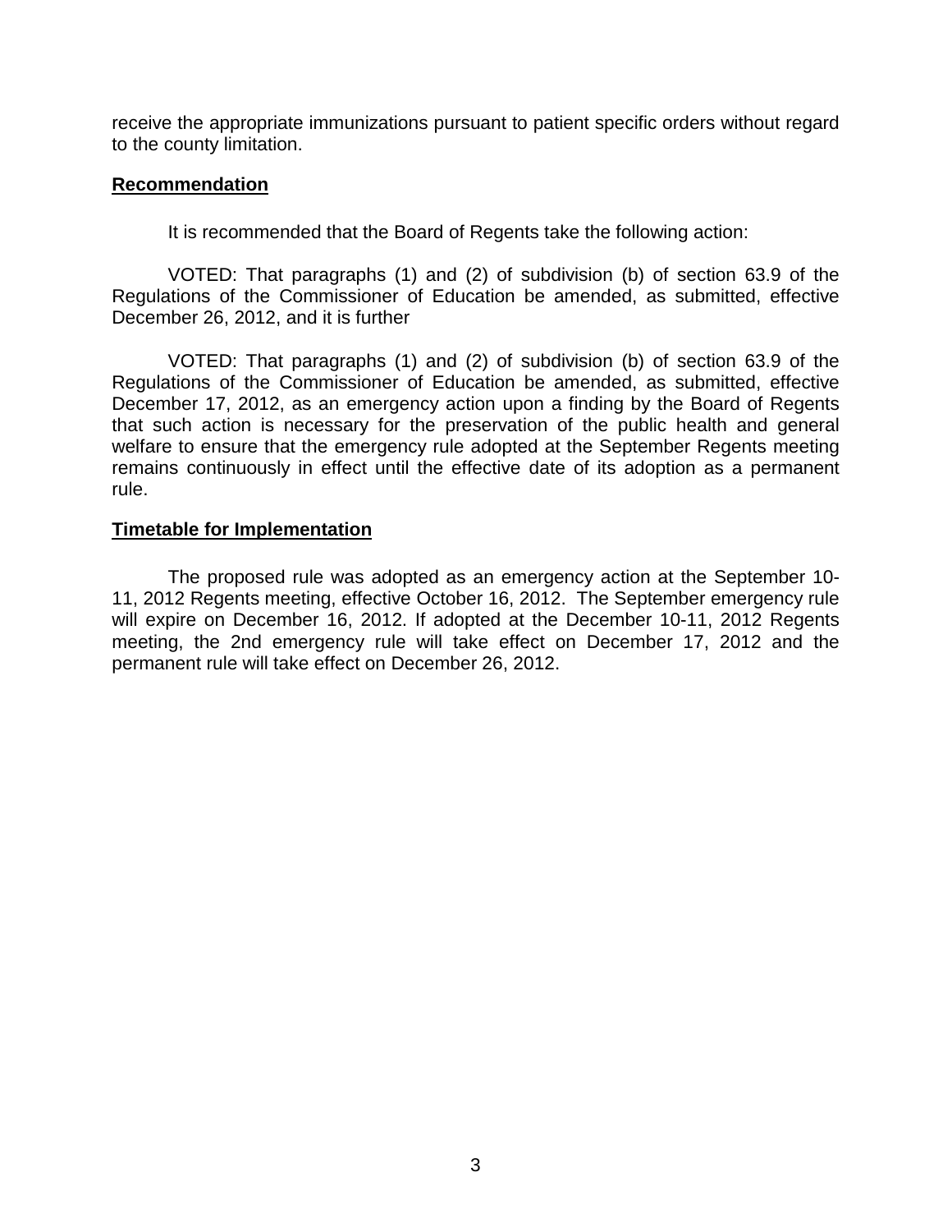receive the appropriate immunizations pursuant to patient specific orders without regard to the county limitation.

**Recommendation**

It is recommended that the Board of Regents take the following action:

VOTED: That paragraphs (1) and (2) of subdivision (b) of section 63.9 of the Regulations of the Commissioner of Education be amended, as submitted, effective December 26, 2012, and it is further

VOTED: That paragraphs (1) and (2) of subdivision (b) of section 63.9 of the Regulations of the Commissioner of Education be amended, as submitted, effective December 17, 2012, as an emergency action upon a finding by the Board of Regents that such action is necessary for the preservation of the public health and general welfare to ensure that the emergency rule adopted at the September Regents meeting remains continuously in effect until the effective date of its adoption as a permanent rule.

**Timetable for Implementation**

The proposed rule was adopted as an emergency action at the September 10-11, 2012 Regents meeting, effective October 16, 2012. The September emergency rule will expire on December 16, 2012. If adopted at the December 10-11, 2012 Regents meeting, the 2nd emergency rule will take effect on December 17, 2012 and the permanent rule will take effect on December 26, 2012.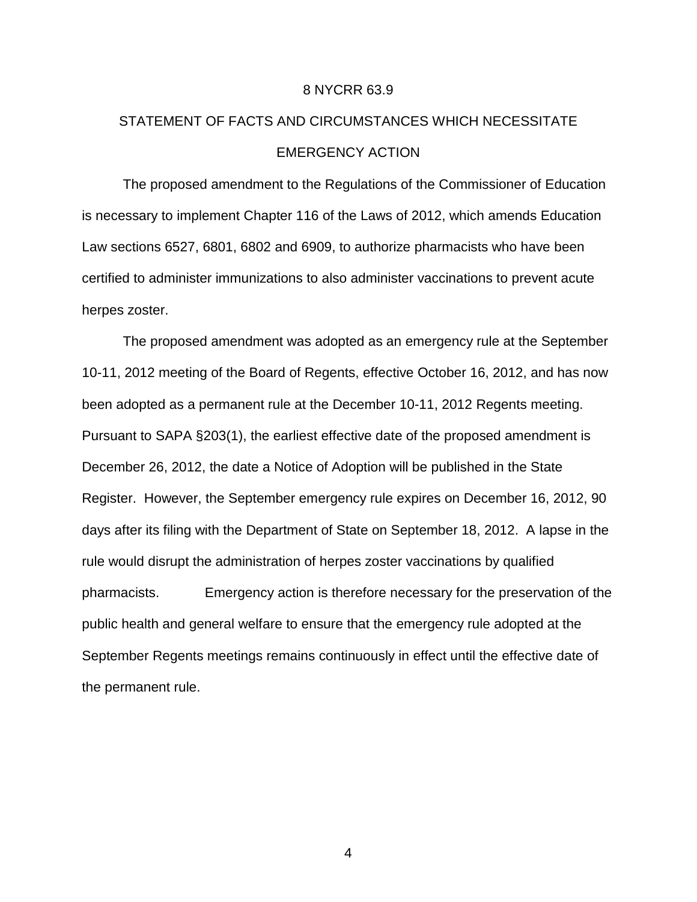8 NYCRR 63.9

## STATEMENT OF FACTS AND CIRCUMSTANCES WHICH NECESSITATE EMERGENCY ACTION

The proposed amendment to the Regulations of the Commissioner of Education is necessary to implement Chapter 116 of the Laws of 2012, which amends Education Law sections 6527, 6801, 6802 and 6909, to authorize pharmacists who have been certified to administer immunizations to also administer vaccinations to prevent acute herpes zoster.

The proposed amendment was adopted as an emergency rule at the September 10-11, 2012 meeting of the Board of Regents, effective October 16, 2012, and has now been adopted as a permanent rule at the December 10-11, 2012 Regents meeting. Pursuant to SAPA §203(1), the earliest effective date of the proposed amendment is December 26, 2012, the date a Notice of Adoption will be published in the State Register. However, the September emergency rule expires on December 16, 2012, 90 days after its filing with the Department of State on September 18, 2012. A lapse in the rule would disrupt the administration of herpes zoster vaccinations by qualified pharmacists. Emergency action is therefore necessary for the preservation of the public health and general welfare to ensure that the emergency rule adopted at the September Regents meetings remains continuously in effect until the effective date of the permanent rule.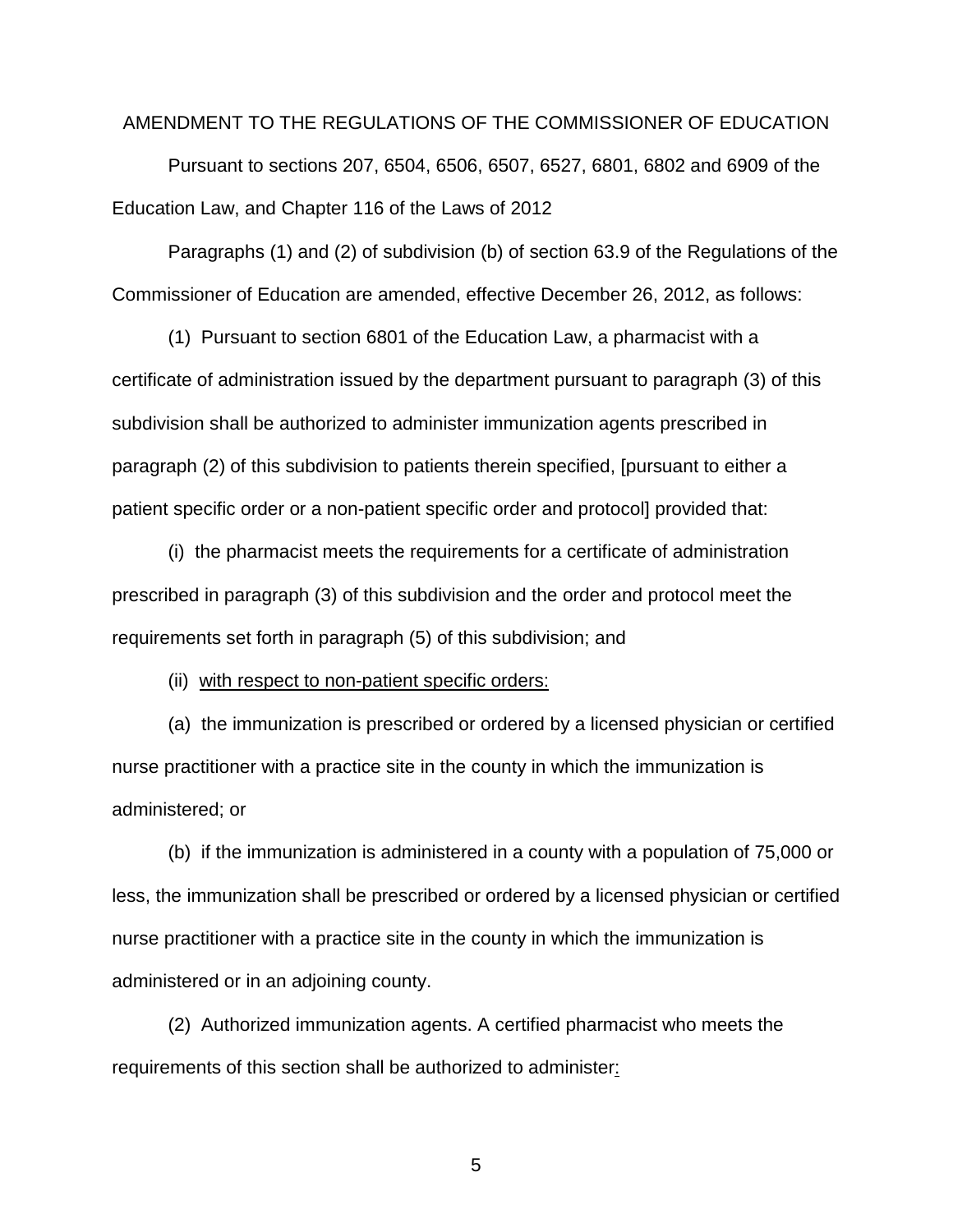AMENDMENT TO THE REGULATIONS OF THE COMMISSIONER OF EDUCATION

Pursuant to sections 207, 6504, 6506, 6507, 6527, 6801, 6802 and 6909 of the Education Law, and Chapter 116 of the Laws of 2012

Paragraphs (1) and (2) of subdivision (b) of section 63.9 of the Regulations of the Commissioner of Education are amended, effective December 26, 2012, as follows:

(1) Pursuant to section 6801 of the Education Law, a pharmacist with a certificate of administration issued by the department pursuant to paragraph (3) of this subdivision shall be authorized to administer immunization agents prescribed in paragraph (2) of this subdivision to patients therein specified, [pursuant to either a patient specific order or a non-patient specific order and protocol] provided that:

(i) the pharmacist meets the requirements for a certificate of administration prescribed in paragraph (3) of this subdivision and the order and protocol meet the requirements set forth in paragraph (5) of this subdivision; and

(ii) <u>with respect to non-patient specific orders:</u>

(a) the immunization is prescribed or ordered by a licensed physician or certified nurse practitioner with a practice site in the county in which the immunization is administered; or

(b) if the immunization is administered in a county with a population of 75,000 or less, the immunization shall be prescribed or ordered by a licensed physician or certified nurse practitioner with a practice site in the county in which the immunization is administered or in an adjoining county.

(2) Authorized immunization agents. A certified pharmacist who meets the requirements of this section shall be authorized to administer<u>:</u>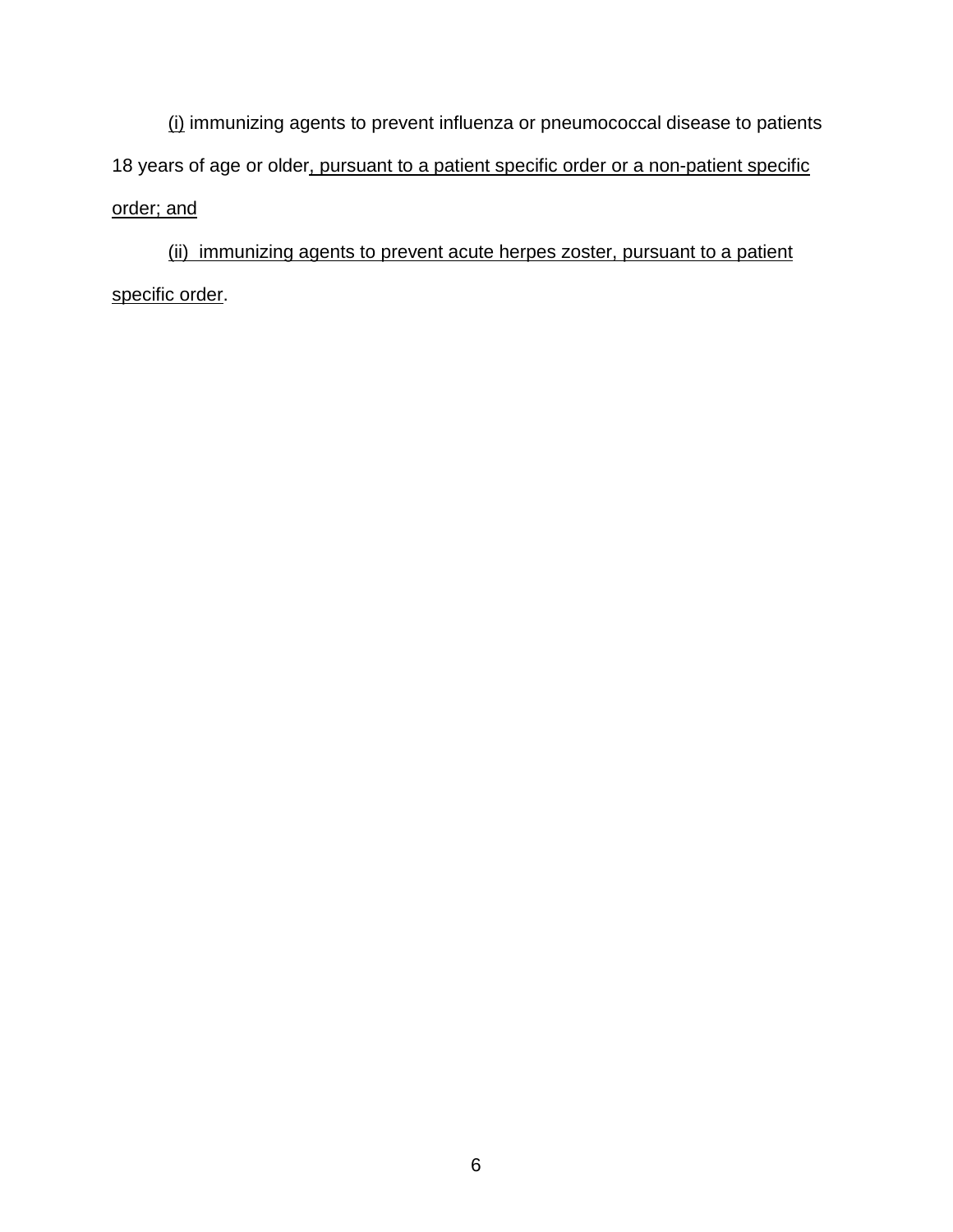(i) immunizing agents to prevent influenza or pneumococcal disease to patients 18 years of age or older, pursuant to a patient specific order or a non-patient specific order; and

(ii) immunizing agents to prevent acute herpes zoster, pursuant to a patient specific order.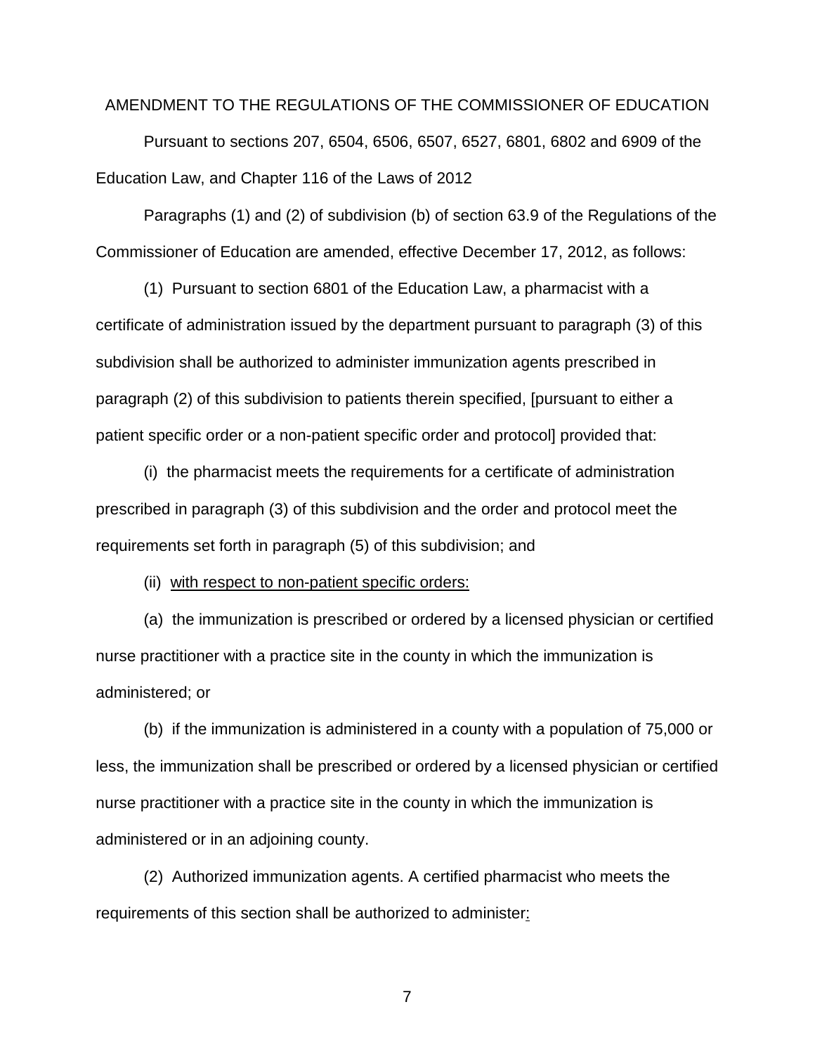AMENDMENT TO THE REGULATIONS OF THE COMMISSIONER OF EDUCATION

Pursuant to sections 207, 6504, 6506, 6507, 6527, 6801, 6802 and 6909 of the Education Law, and Chapter 116 of the Laws of 2012

Paragraphs (1) and (2) of subdivision (b) of section 63.9 of the Regulations of the Commissioner of Education are amended, effective December 17, 2012, as follows:

(1) Pursuant to section 6801 of the Education Law, a pharmacist with a certificate of administration issued by the department pursuant to paragraph (3) of this subdivision shall be authorized to administer immunization agents prescribed in paragraph (2) of this subdivision to patients therein specified, [pursuant to either a patient specific order or a non-patient specific order and protocol] provided that:

(i) the pharmacist meets the requirements for a certificate of administration prescribed in paragraph (3) of this subdivision and the order and protocol meet the requirements set forth in paragraph (5) of this subdivision; and

(ii) <u>with respect to non-patient specific orders:</u>

(a) the immunization is prescribed or ordered by a licensed physician or certified nurse practitioner with a practice site in the county in which the immunization is administered; or

(b) if the immunization is administered in a county with a population of 75,000 or less, the immunization shall be prescribed or ordered by a licensed physician or certified nurse practitioner with a practice site in the county in which the immunization is administered or in an adjoining county.

(2) Authorized immunization agents. A certified pharmacist who meets the requirements of this section shall be authorized to administer<u>:</u>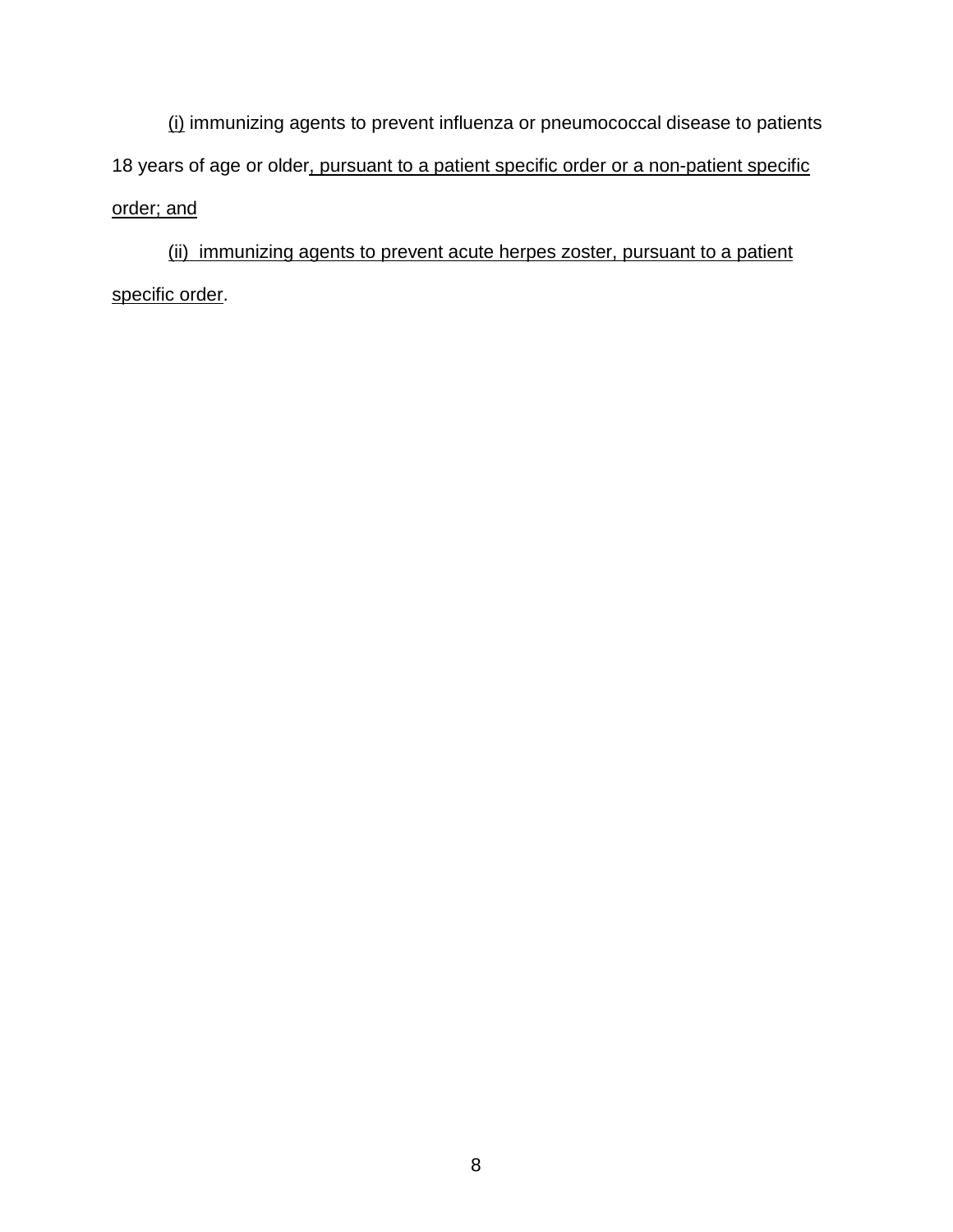<u>(i)</u> immunizing agents to prevent influenza or pneumococcal disease to patients 18 years of age or older<u>, pursuant to a patient specific order or a non-patient specific order; and</u>

<u>(ii) immunizing agents to prevent acute herpes zoster, pursuant to a patient specific order</u>.